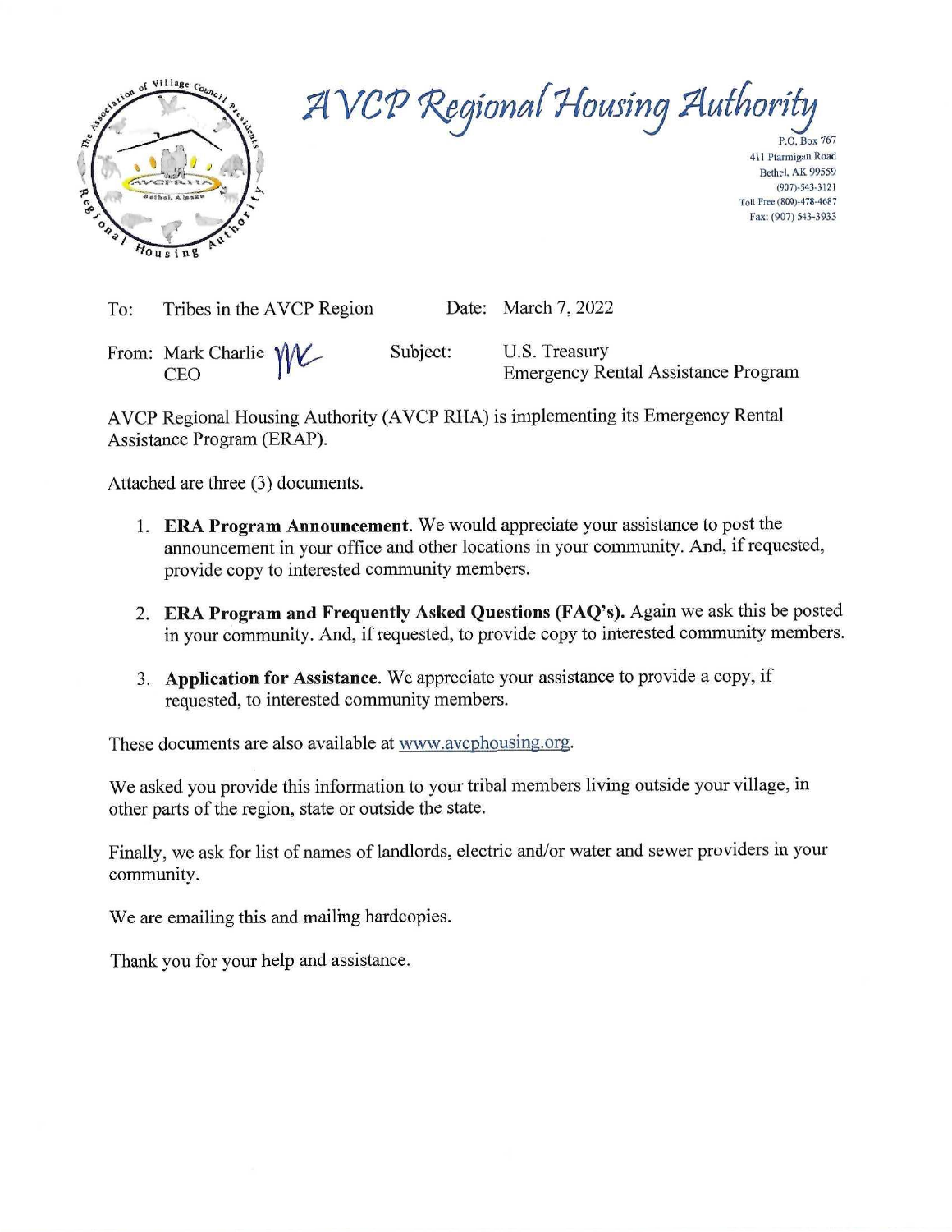# AVCP Regional Housing Authority

P.O. Box 767
411 Ptarmigan Road
Bethel, AK 99559
(907)-543-3121
Toll Free (800)-478-4687
Fax: (907) 543-3933

To: Tribes in the AVCP Region

Date: March 7, 2022

From: Mark Charlie
CEO

Subject: U.S. Treasury
Emergency Rental Assistance Program

AVCP Regional Housing Authority (AVCP RHA) is implementing its Emergency Rental Assistance Program (ERAP).

Attached are three (3) documents.

1. **ERA Program Announcement**. We would appreciate your assistance to post the announcement in your office and other locations in your community. And, if requested, provide copy to interested community members.
2. **ERA Program and Frequently Asked Questions (FAQ's).** Again we ask this be posted in your community. And, if requested, to provide copy to interested community members.
3. **Application for Assistance**. We appreciate your assistance to provide a copy, if requested, to interested community members.

These documents are also available at www.avcphousing.org.

We asked you provide this information to your tribal members living outside your village, in other parts of the region, state or outside the state.

Finally, we ask for list of names of landlords, electric and/or water and sewer providers in your community.

We are emailing this and mailing hardcopies.

Thank you for your help and assistance.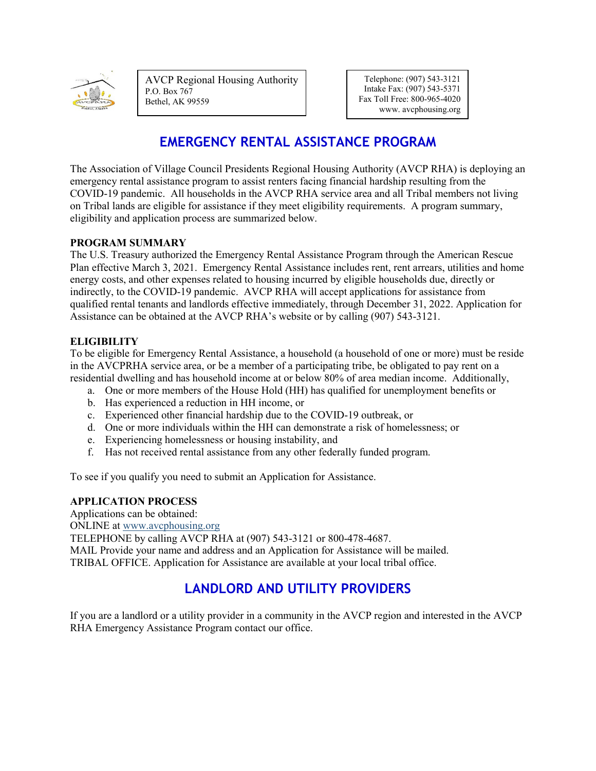AVCP Regional Housing Authority
P.O. Box 767
Bethel, AK 99559

Telephone: (907) 543-3121
Intake Fax: (907) 543-5371
Fax Toll Free: 800-965-4020
www. avcphousing.org

# EMERGENCY RENTAL ASSISTANCE PROGRAM

The Association of Village Council Presidents Regional Housing Authority (AVCP RHA) is deploying an emergency rental assistance program to assist renters facing financial hardship resulting from the COVID-19 pandemic. All households in the AVCP RHA service area and all Tribal members not living on Tribal lands are eligible for assistance if they meet eligibility requirements. A program summary, eligibility and application process are summarized below.

**PROGRAM SUMMARY**

The U.S. Treasury authorized the Emergency Rental Assistance Program through the American Rescue Plan effective March 3, 2021. Emergency Rental Assistance includes rent, rent arrears, utilities and home energy costs, and other expenses related to housing incurred by eligible households due, directly or indirectly, to the COVID-19 pandemic. AVCP RHA will accept applications for assistance from qualified rental tenants and landlords effective immediately, through December 31, 2022. Application for Assistance can be obtained at the AVCP RHA's website or by calling (907) 543-3121.

**ELIGIBILITY**

To be eligible for Emergency Rental Assistance, a household (a household of one or more) must be reside in the AVCPRHA service area, or be a member of a participating tribe, be obligated to pay rent on a residential dwelling and has household income at or below 80% of area median income. Additionally,

a. One or more members of the House Hold (HH) has qualified for unemployment benefits or
b. Has experienced a reduction in HH income, or
c. Experienced other financial hardship due to the COVID-19 outbreak, or
d. One or more individuals within the HH can demonstrate a risk of homelessness; or
e. Experiencing homelessness or housing instability, and
f. Has not received rental assistance from any other federally funded program.

To see if you qualify you need to submit an Application for Assistance.

**APPLICATION PROCESS**

Applications can be obtained:
ONLINE at www.avcphousing.org
TELEPHONE by calling AVCP RHA at (907) 543-3121 or 800-478-4687.
MAIL Provide your name and address and an Application for Assistance will be mailed.
TRIBAL OFFICE. Application for Assistance are available at your local tribal office.

# LANDLORD AND UTILITY PROVIDERS

If you are a landlord or a utility provider in a community in the AVCP region and interested in the AVCP RHA Emergency Assistance Program contact our office.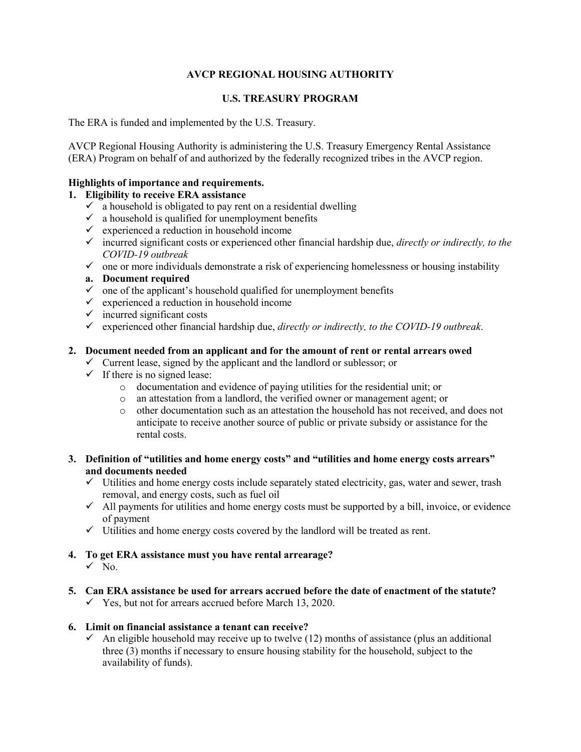**AVCP REGIONAL HOUSING AUTHORITY**

**U.S. TREASURY PROGRAM**

The ERA is funded and implemented by the U.S. Treasury.

AVCP Regional Housing Authority is administering the U.S. Treasury Emergency Rental Assistance (ERA) Program on behalf of and authorized by the federally recognized tribes in the AVCP region.

**Highlights of importance and requirements.**

1. **Eligibility to receive ERA assistance**
   - ✓ a household is obligated to pay rent on a residential dwelling
   - ✓ a household is qualified for unemployment benefits
   - ✓ experienced a reduction in household income
   - ✓ incurred significant costs or experienced other financial hardship due, *directly or indirectly, to the COVID-19 outbreak*
   - ✓ one or more individuals demonstrate a risk of experiencing homelessness or housing instability

   a. **Document required**
   - ✓ one of the applicant's household qualified for unemployment benefits
   - ✓ experienced a reduction in household income
   - ✓ incurred significant costs
   - ✓ experienced other financial hardship due, *directly or indirectly, to the COVID-19 outbreak*.

2. **Document needed from an applicant and for the amount of rent or rental arrears owed**
   - ✓ Current lease, signed by the applicant and the landlord or sublessor; or
   - ✓ If there is no signed lease:
     - o documentation and evidence of paying utilities for the residential unit; or
     - o an attestation from a landlord, the verified owner or management agent; or
     - o other documentation such as an attestation the household has not received, and does not anticipate to receive another source of public or private subsidy or assistance for the rental costs.

3. **Definition of "utilities and home energy costs" and "utilities and home energy costs arrears" and documents needed**
   - ✓ Utilities and home energy costs include separately stated electricity, gas, water and sewer, trash removal, and energy costs, such as fuel oil
   - ✓ All payments for utilities and home energy costs must be supported by a bill, invoice, or evidence of payment
   - ✓ Utilities and home energy costs covered by the landlord will be treated as rent.

4. **To get ERA assistance must you have rental arrearage?**
   - ✓ No.

5. **Can ERA assistance be used for arrears accrued before the date of enactment of the statute?**
   - ✓ Yes, but not for arrears accrued before March 13, 2020.

6. **Limit on financial assistance a tenant can receive?**
   - ✓ An eligible household may receive up to twelve (12) months of assistance (plus an additional three (3) months if necessary to ensure housing stability for the household, subject to the availability of funds).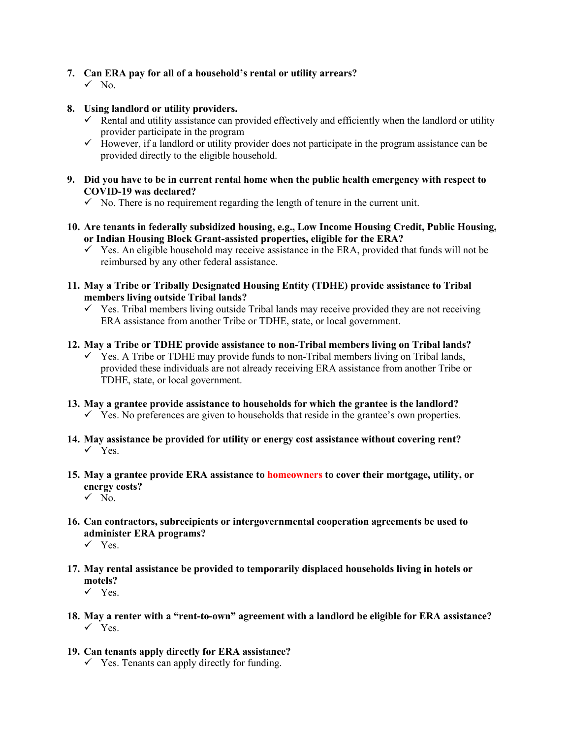7. **Can ERA pay for all of a household's rental or utility arrears?**
   - ✓ No.

8. **Using landlord or utility providers.**
   - ✓ Rental and utility assistance can provided effectively and efficiently when the landlord or utility provider participate in the program
   - ✓ However, if a landlord or utility provider does not participate in the program assistance can be provided directly to the eligible household.

9. **Did you have to be in current rental home when the public health emergency with respect to COVID-19 was declared?**
   - ✓ No. There is no requirement regarding the length of tenure in the current unit.

10. **Are tenants in federally subsidized housing, e.g., Low Income Housing Credit, Public Housing, or Indian Housing Block Grant-assisted properties, eligible for the ERA?**
    - ✓ Yes. An eligible household may receive assistance in the ERA, provided that funds will not be reimbursed by any other federal assistance.

11. **May a Tribe or Tribally Designated Housing Entity (TDHE) provide assistance to Tribal members living outside Tribal lands?**
    - ✓ Yes. Tribal members living outside Tribal lands may receive provided they are not receiving ERA assistance from another Tribe or TDHE, state, or local government.

12. **May a Tribe or TDHE provide assistance to non-Tribal members living on Tribal lands?**
    - ✓ Yes. A Tribe or TDHE may provide funds to non-Tribal members living on Tribal lands, provided these individuals are not already receiving ERA assistance from another Tribe or TDHE, state, or local government.

13. **May a grantee provide assistance to households for which the grantee is the landlord?**
    - ✓ Yes. No preferences are given to households that reside in the grantee's own properties.

14. **May assistance be provided for utility or energy cost assistance without covering rent?**
    - ✓ Yes.

15. **May a grantee provide ERA assistance to homeowners to cover their mortgage, utility, or energy costs?**
    - ✓ No.

16. **Can contractors, subrecipients or intergovernmental cooperation agreements be used to administer ERA programs?**
    - ✓ Yes.

17. **May rental assistance be provided to temporarily displaced households living in hotels or motels?**
    - ✓ Yes.

18. **May a renter with a "rent-to-own" agreement with a landlord be eligible for ERA assistance?**
    - ✓ Yes.

19. **Can tenants apply directly for ERA assistance?**
    - ✓ Yes. Tenants can apply directly for funding.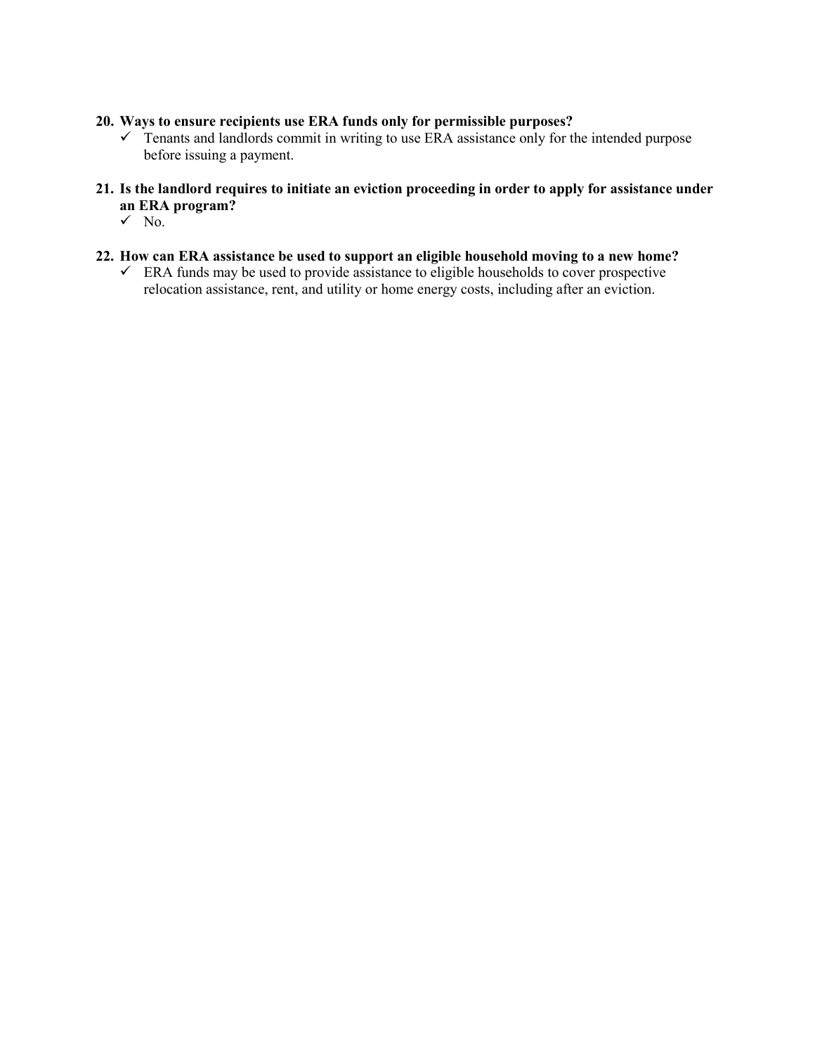20. **Ways to ensure recipients use ERA funds only for permissible purposes?**
    - ✓ Tenants and landlords commit in writing to use ERA assistance only for the intended purpose before issuing a payment.

21. **Is the landlord requires to initiate an eviction proceeding in order to apply for assistance under an ERA program?**
    - ✓ No.

22. **How can ERA assistance be used to support an eligible household moving to a new home?**
    - ✓ ERA funds may be used to provide assistance to eligible households to cover prospective relocation assistance, rent, and utility or home energy costs, including after an eviction.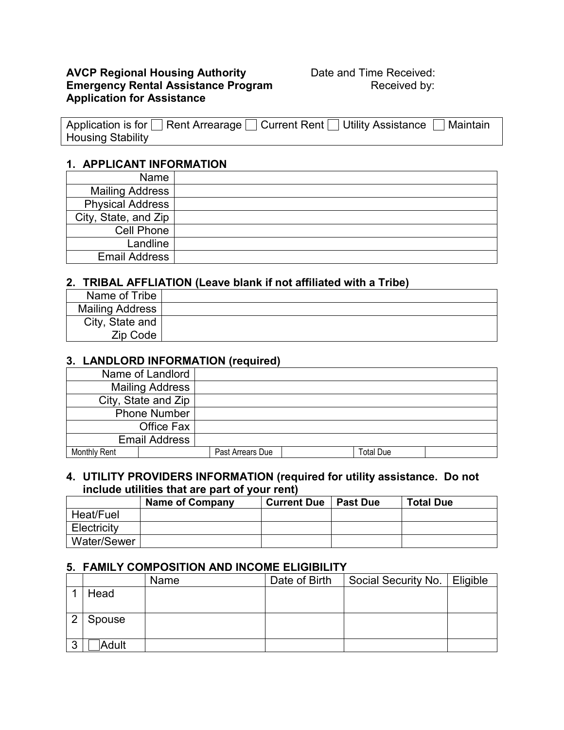**AVCP Regional Housing Authority**
**Emergency Rental Assistance Program**
**Application for Assistance**

Date and Time Received:
Received by:

| Application is for ☐ Rent Arrearage ☐ Current Rent ☐ Utility Assistance ☐ Maintain Housing Stability |
|---|

## 1. APPLICANT INFORMATION

| | |
|---|---|
| Name | |
| Mailing Address | |
| Physical Address | |
| City, State, and Zip | |
| Cell Phone | |
| Landline | |
| Email Address | |

## 2. TRIBAL AFFLIATION (Leave blank if not affiliated with a Tribe)

| | |
|---|---|
| Name of Tribe | |
| Mailing Address | |
| City, State and Zip Code | |

## 3. LANDLORD INFORMATION (required)

| | | | | | |
|---|---|---|---|---|---|
| Name of Landlord | | | | | |
| Mailing Address | | | | | |
| City, State and Zip | | | | | |
| Phone Number | | | | | |
| Office Fax | | | | | |
| Email Address | | | | | |
| Monthly Rent | | Past Arrears Due | | Total Due | |

## 4. UTILITY PROVIDERS INFORMATION (required for utility assistance. Do not include utilities that are part of your rent)

| | **Name of Company** | **Current Due** | **Past Due** | **Total Due** |
|---|---|---|---|---|
| Heat/Fuel | | | | |
| Electricity | | | | |
| Water/Sewer | | | | |

## 5. FAMILY COMPOSITION AND INCOME ELIGIBILITY

| | | Name | Date of Birth | Social Security No. | Eligible |
|---|---|---|---|---|---|
| 1 | Head | | | | |
| 2 | Spouse | | | | |
| 3 | ☐ Adult | | | | |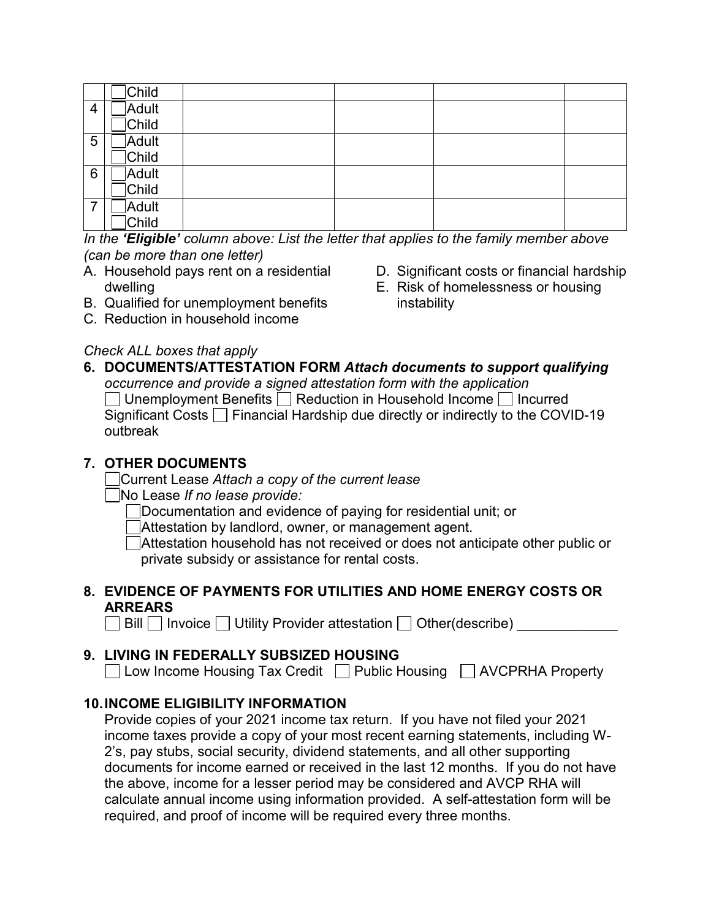|  |  |  |  |  |  |
|---|---|---|---|---|---|
|  | ☐Child |  |  |  |  |
| 4 | ☐Adult<br>☐Child |  |  |  |  |
| 5 | ☐Adult<br>☐Child |  |  |  |  |
| 6 | ☐Adult<br>☐Child |  |  |  |  |
| 7 | ☐Adult<br>☐Child |  |  |  |  |

*In the **'Eligible'** column above: List the letter that applies to the family member above (can be more than one letter)*

A. Household pays rent on a residential dwelling
B. Qualified for unemployment benefits
C. Reduction in household income
D. Significant costs or financial hardship
E. Risk of homelessness or housing instability

*Check ALL boxes that apply*

**6. DOCUMENTS/ATTESTATION FORM** ***Attach documents to support qualifying*** *occurrence and provide a signed attestation form with the application*

☐ Unemployment Benefits ☐ Reduction in Household Income ☐ Incurred Significant Costs ☐ Financial Hardship due directly or indirectly to the COVID-19 outbreak

**7. OTHER DOCUMENTS**

☐Current Lease *Attach a copy of the current lease*

☐No Lease *If no lease provide:*

- ☐Documentation and evidence of paying for residential unit; or
- ☐Attestation by landlord, owner, or management agent.
- ☐Attestation household has not received or does not anticipate other public or private subsidy or assistance for rental costs.

**8. EVIDENCE OF PAYMENTS FOR UTILITIES AND HOME ENERGY COSTS OR ARREARS**

☐ Bill ☐ Invoice ☐ Utility Provider attestation ☐ Other(describe) _____________

**9. LIVING IN FEDERALLY SUBSIZED HOUSING**

☐ Low Income Housing Tax Credit ☐ Public Housing ☐ AVCPRHA Property

**10. INCOME ELIGIBILITY INFORMATION**

Provide copies of your 2021 income tax return. If you have not filed your 2021 income taxes provide a copy of your most recent earning statements, including W-2's, pay stubs, social security, dividend statements, and all other supporting documents for income earned or received in the last 12 months. If you do not have the above, income for a lesser period may be considered and AVCP RHA will calculate annual income using information provided. A self-attestation form will be required, and proof of income will be required every three months.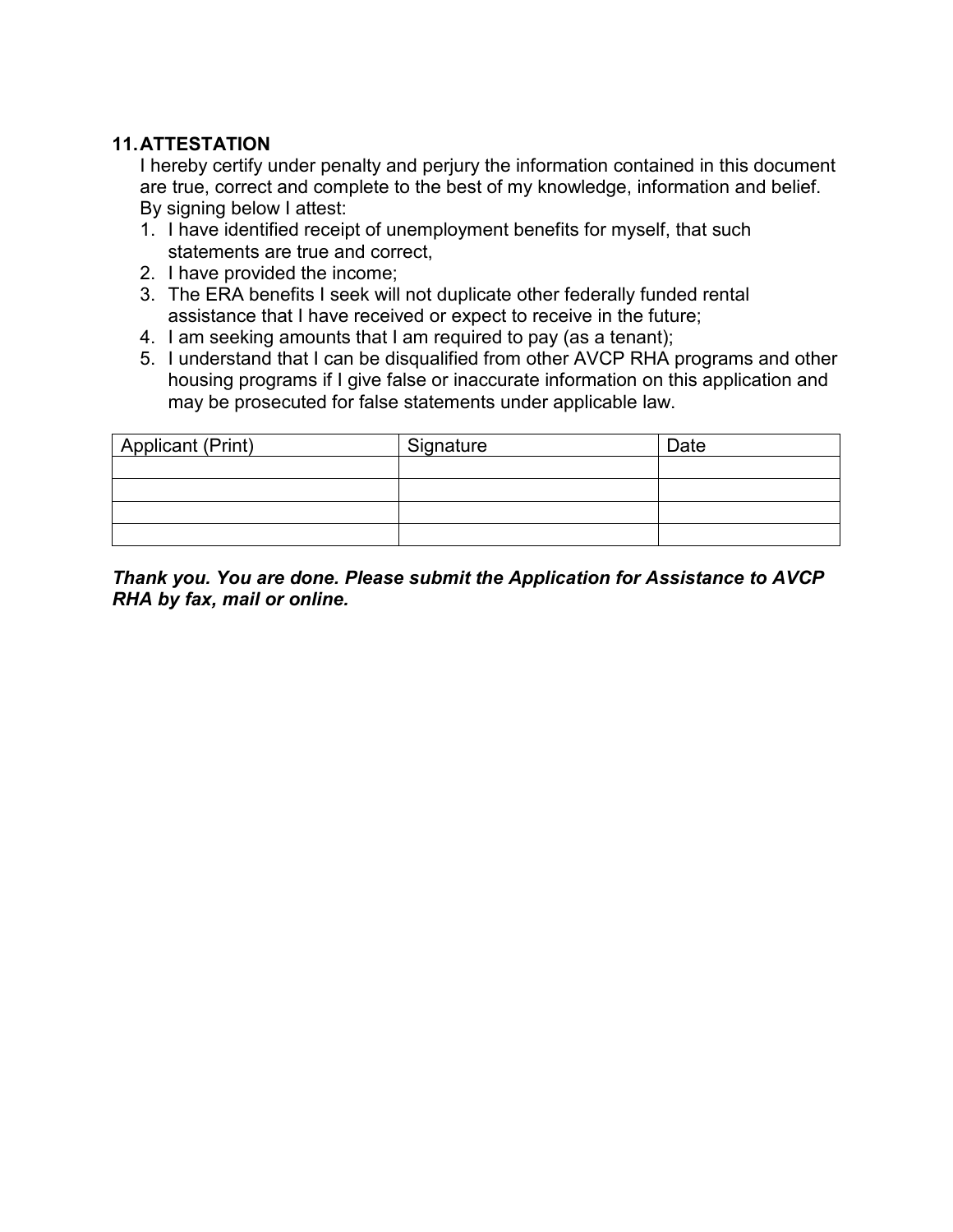## 11. ATTESTATION

I hereby certify under penalty and perjury the information contained in this document are true, correct and complete to the best of my knowledge, information and belief. By signing below I attest:

1. I have identified receipt of unemployment benefits for myself, that such statements are true and correct,
2. I have provided the income;
3. The ERA benefits I seek will not duplicate other federally funded rental assistance that I have received or expect to receive in the future;
4. I am seeking amounts that I am required to pay (as a tenant);
5. I understand that I can be disqualified from other AVCP RHA programs and other housing programs if I give false or inaccurate information on this application and may be prosecuted for false statements under applicable law.

| Applicant (Print) | Signature | Date |
| --- | --- | --- |
| | | |
| | | |
| | | |
| | | |

***Thank you. You are done. Please submit the Application for Assistance to AVCP RHA by fax, mail or online.***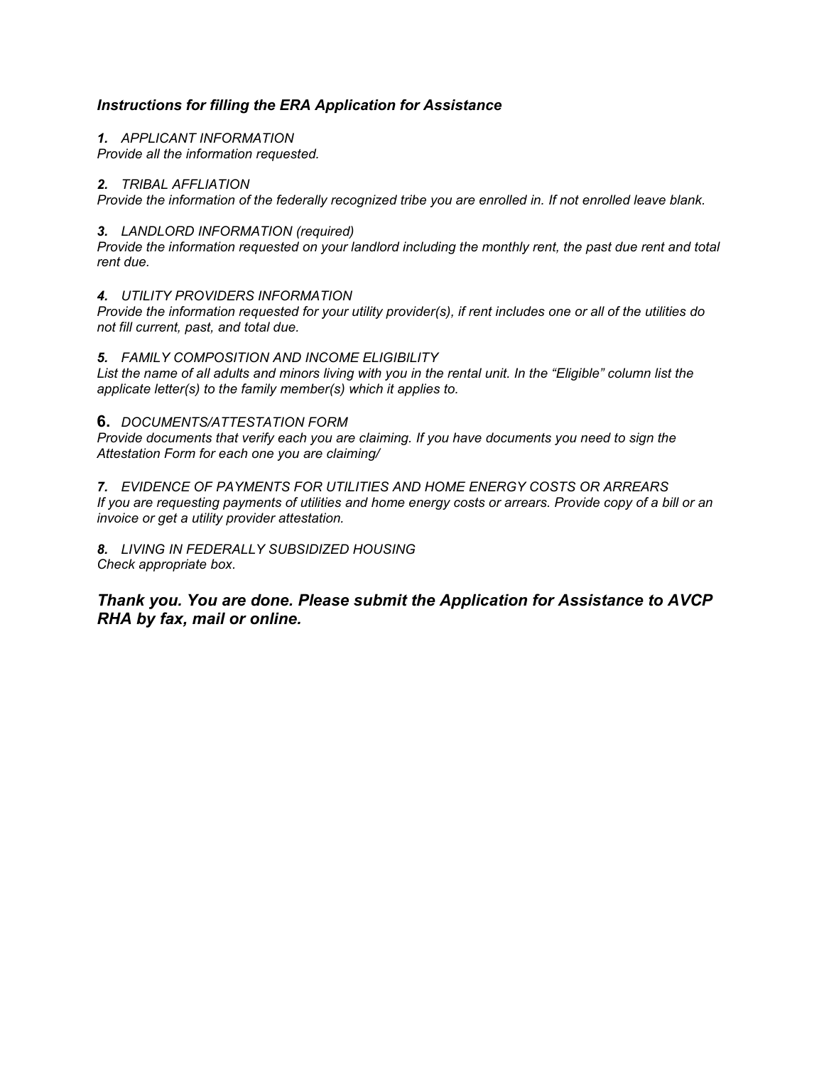### *Instructions for filling the ERA Application for Assistance*

***1.*** *APPLICANT INFORMATION*
*Provide all the information requested.*

***2.*** *TRIBAL AFFLIATION*
*Provide the information of the federally recognized tribe you are enrolled in. If not enrolled leave blank.*

***3.*** *LANDLORD INFORMATION (required)*
*Provide the information requested on your landlord including the monthly rent, the past due rent and total rent due.*

***4.*** *UTILITY PROVIDERS INFORMATION*
*Provide the information requested for your utility provider(s), if rent includes one or all of the utilities do not fill current, past, and total due.*

***5.*** *FAMILY COMPOSITION AND INCOME ELIGIBILITY*
*List the name of all adults and minors living with you in the rental unit. In the "Eligible" column list the applicate letter(s) to the family member(s) which it applies to.*

**6.** *DOCUMENTS/ATTESTATION FORM*
*Provide documents that verify each you are claiming. If you have documents you need to sign the Attestation Form for each one you are claiming/*

***7.*** *EVIDENCE OF PAYMENTS FOR UTILITIES AND HOME ENERGY COSTS OR ARREARS*
*If you are requesting payments of utilities and home energy costs or arrears. Provide copy of a bill or an invoice or get a utility provider attestation.*

***8.*** *LIVING IN FEDERALLY SUBSIDIZED HOUSING*
*Check appropriate box.*

### *Thank you. You are done. Please submit the Application for Assistance to AVCP RHA by fax, mail or online.*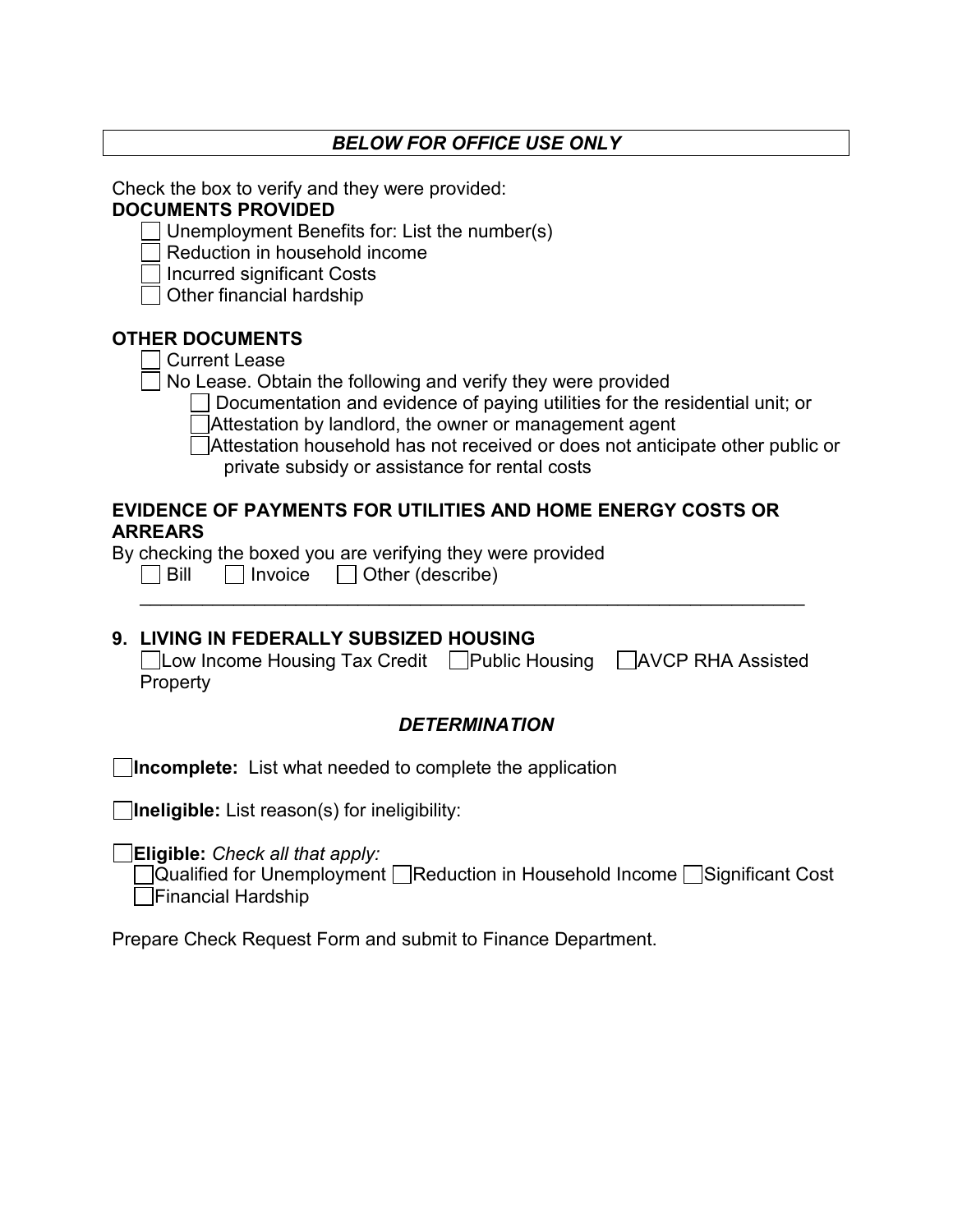**_BELOW FOR OFFICE USE ONLY_**

Check the box to verify and they were provided:

**DOCUMENTS PROVIDED**

- ☐ Unemployment Benefits for: List the number(s)
- ☐ Reduction in household income
- ☐ Incurred significant Costs
- ☐ Other financial hardship

**OTHER DOCUMENTS**

- ☐ Current Lease
- ☐ No Lease. Obtain the following and verify they were provided
  - ☐ Documentation and evidence of paying utilities for the residential unit; or
  - ☐ Attestation by landlord, the owner or management agent
  - ☐ Attestation household has not received or does not anticipate other public or private subsidy or assistance for rental costs

**EVIDENCE OF PAYMENTS FOR UTILITIES AND HOME ENERGY COSTS OR ARREARS**

By checking the boxed you are verifying they were provided

☐ Bill ☐ Invoice ☐ Other (describe)

______________________________________________________________________

**9. LIVING IN FEDERALLY SUBSIZED HOUSING**

☐ Low Income Housing Tax Credit ☐ Public Housing ☐ AVCP RHA Assisted Property

**_DETERMINATION_**

☐ **Incomplete:** List what needed to complete the application

☐ **Ineligible:** List reason(s) for ineligibility:

☐ **Eligible:** *Check all that apply:*

☐ Qualified for Unemployment ☐ Reduction in Household Income ☐ Significant Cost ☐ Financial Hardship

Prepare Check Request Form and submit to Finance Department.